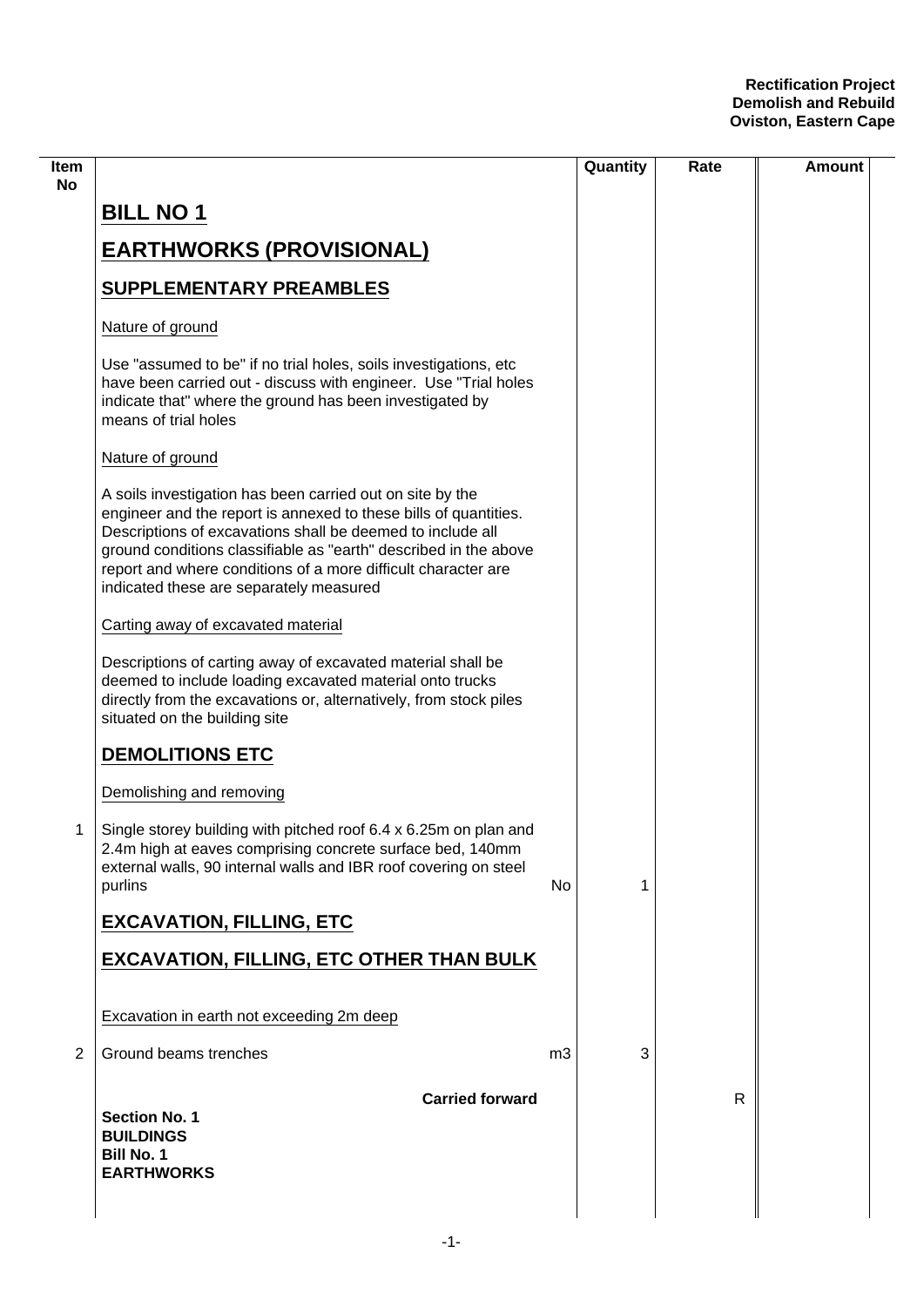**Rectification Project**
**Demolish and Rebuild**
**Oviston, Eastern Cape**

| Item No | | | Quantity | Rate | Amount |
|---|---|---|---|---|---|
| | **BILL NO 1** | | | | |
| | **EARTHWORKS (PROVISIONAL)** | | | | |
| | **SUPPLEMENTARY PREAMBLES** | | | | |
| | Nature of ground | | | | |
| | Use "assumed to be" if no trial holes, soils investigations, etc have been carried out - discuss with engineer. Use "Trial holes indicate that" where the ground has been investigated by means of trial holes | | | | |
| | Nature of ground | | | | |
| | A soils investigation has been carried out on site by the engineer and the report is annexed to these bills of quantities. Descriptions of excavations shall be deemed to include all ground conditions classifiable as "earth" described in the above report and where conditions of a more difficult character are indicated these are separately measured | | | | |
| | Carting away of excavated material | | | | |
| | Descriptions of carting away of excavated material shall be deemed to include loading excavated material onto trucks directly from the excavations or, alternatively, from stock piles situated on the building site | | | | |
| | **DEMOLITIONS ETC** | | | | |
| | Demolishing and removing | | | | |
| 1 | Single storey building with pitched roof 6.4 x 6.25m on plan and 2.4m high at eaves comprising concrete surface bed, 140mm external walls, 90 internal walls and IBR roof covering on steel purlins | No | 1 | | |
| | **EXCAVATION, FILLING, ETC** | | | | |
| | **EXCAVATION, FILLING, ETC OTHER THAN BULK** | | | | |
| | Excavation in earth not exceeding 2m deep | | | | |
| 2 | Ground beams trenches | m3 | 3 | | |
| | **Carried forward** | | | R | |

**Section No. 1**
**BUILDINGS**
**Bill No. 1**
**EARTHWORKS**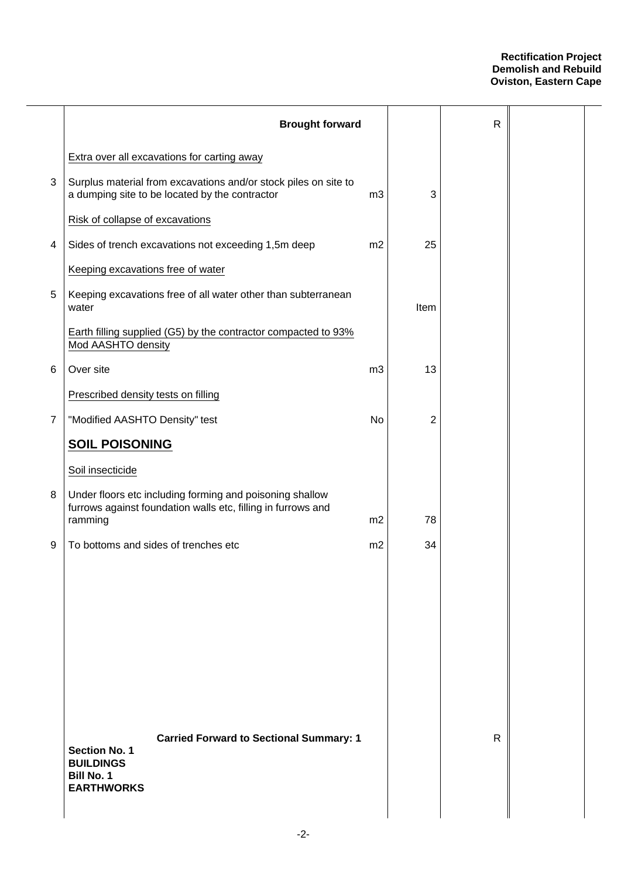| | Description | Unit | Qty | Rate | Amount |
|---|---|---|---|---|---|
| | **Brought forward** | | | R | |
| | Extra over all excavations for carting away | | | | |
| 3 | Surplus material from excavations and/or stock piles on site to a dumping site to be located by the contractor | m3 | 3 | | |
| | Risk of collapse of excavations | | | | |
| 4 | Sides of trench excavations not exceeding 1,5m deep | m2 | 25 | | |
| | Keeping excavations free of water | | | | |
| 5 | Keeping excavations free of all water other than subterranean water | | Item | | |
| | Earth filling supplied (G5) by the contractor compacted to 93% Mod AASHTO density | | | | |
| 6 | Over site | m3 | 13 | | |
| | Prescribed density tests on filling | | | | |
| 7 | "Modified AASHTO Density" test | No | 2 | | |
| | **SOIL POISONING** | | | | |
| | Soil insecticide | | | | |
| 8 | Under floors etc including forming and poisoning shallow furrows against foundation walls etc, filling in furrows and ramming | m2 | 78 | | |
| 9 | To bottoms and sides of trenches etc | m2 | 34 | | |
| | **Carried Forward to Sectional Summary: 1** | | | R | |

**Section No. 1**
**BUILDINGS**
**Bill No. 1**
**EARTHWORKS**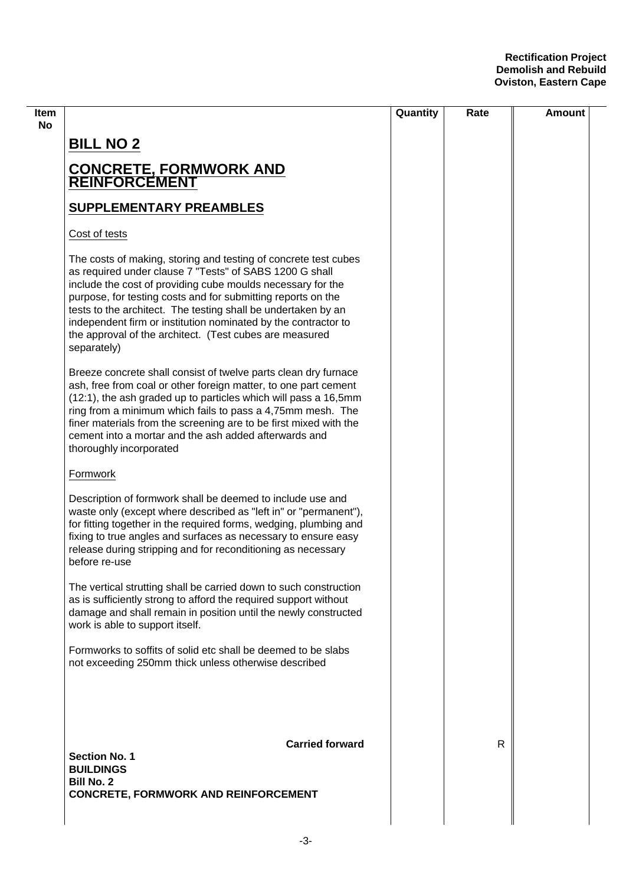## BILL NO 2

## CONCRETE, FORMWORK AND REINFORCEMENT

### SUPPLEMENTARY PREAMBLES

Cost of tests

The costs of making, storing and testing of concrete test cubes as required under clause 7 "Tests" of SABS 1200 G shall include the cost of providing cube moulds necessary for the purpose, for testing costs and for submitting reports on the tests to the architect. The testing shall be undertaken by an independent firm or institution nominated by the contractor to the approval of the architect. (Test cubes are measured separately)

Breeze concrete shall consist of twelve parts clean dry furnace ash, free from coal or other foreign matter, to one part cement (12:1), the ash graded up to particles which will pass a 16,5mm ring from a minimum which fails to pass a 4,75mm mesh. The finer materials from the screening are to be first mixed with the cement into a mortar and the ash added afterwards and thoroughly incorporated

Formwork

Description of formwork shall be deemed to include use and waste only (except where described as "left in" or "permanent"), for fitting together in the required forms, wedging, plumbing and fixing to true angles and surfaces as necessary to ensure easy release during stripping and for reconditioning as necessary before re-use

The vertical strutting shall be carried down to such construction as is sufficiently strong to afford the required support without damage and shall remain in position until the newly constructed work is able to support itself.

Formworks to soffits of solid etc shall be deemed to be slabs not exceeding 250mm thick unless otherwise described

**Carried forward** R

**Section No. 1**
**BUILDINGS**
**Bill No. 2**
**CONCRETE, FORMWORK AND REINFORCEMENT**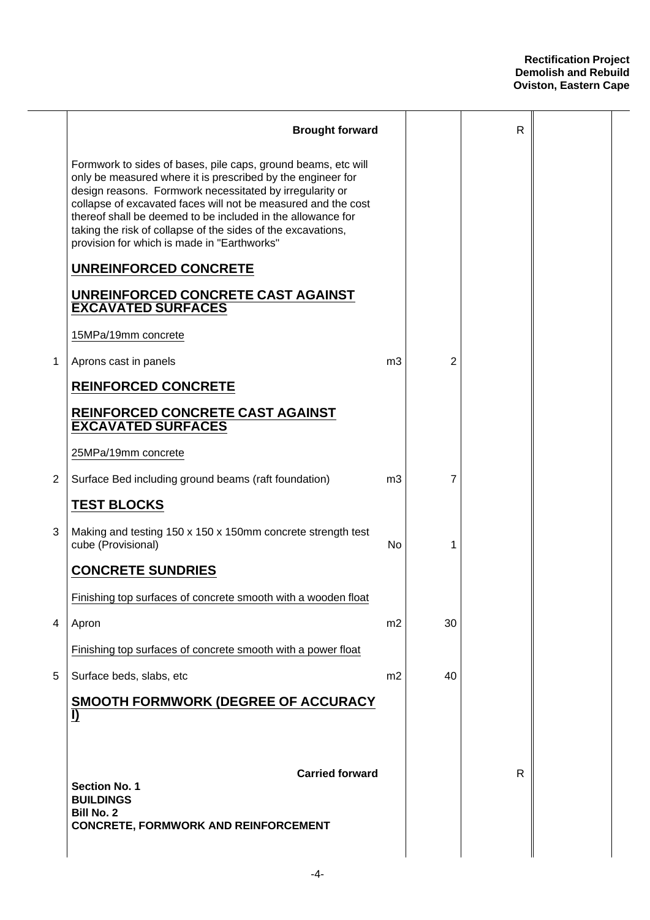| | Description | Unit | Qty | Rate | Amount |
|---|---|---|---|---|---|
| | **Brought forward** | | | R | |
| | Formwork to sides of bases, pile caps, ground beams, etc will only be measured where it is prescribed by the engineer for design reasons. Formwork necessitated by irregularity or collapse of excavated faces will not be measured and the cost thereof shall be deemed to be included in the allowance for taking the risk of collapse of the sides of the excavations, provision for which is made in "Earthworks" | | | | |
| | **UNREINFORCED CONCRETE** | | | | |
| | **UNREINFORCED CONCRETE CAST AGAINST EXCAVATED SURFACES** | | | | |
| | 15MPa/19mm concrete | | | | |
| 1 | Aprons cast in panels | m3 | 2 | | |
| | **REINFORCED CONCRETE** | | | | |
| | **REINFORCED CONCRETE CAST AGAINST EXCAVATED SURFACES** | | | | |
| | 25MPa/19mm concrete | | | | |
| 2 | Surface Bed including ground beams (raft foundation) | m3 | 7 | | |
| | **TEST BLOCKS** | | | | |
| 3 | Making and testing 150 x 150 x 150mm concrete strength test cube (Provisional) | No | 1 | | |
| | **CONCRETE SUNDRIES** | | | | |
| | Finishing top surfaces of concrete smooth with a wooden float | | | | |
| 4 | Apron | m2 | 30 | | |
| | Finishing top surfaces of concrete smooth with a power float | | | | |
| 5 | Surface beds, slabs, etc | m2 | 40 | | |
| | **SMOOTH FORMWORK (DEGREE OF ACCURACY I)** | | | | |
| | **Carried forward** | | | R | |

**Section No. 1**
**BUILDINGS**
**Bill No. 2**
**CONCRETE, FORMWORK AND REINFORCEMENT**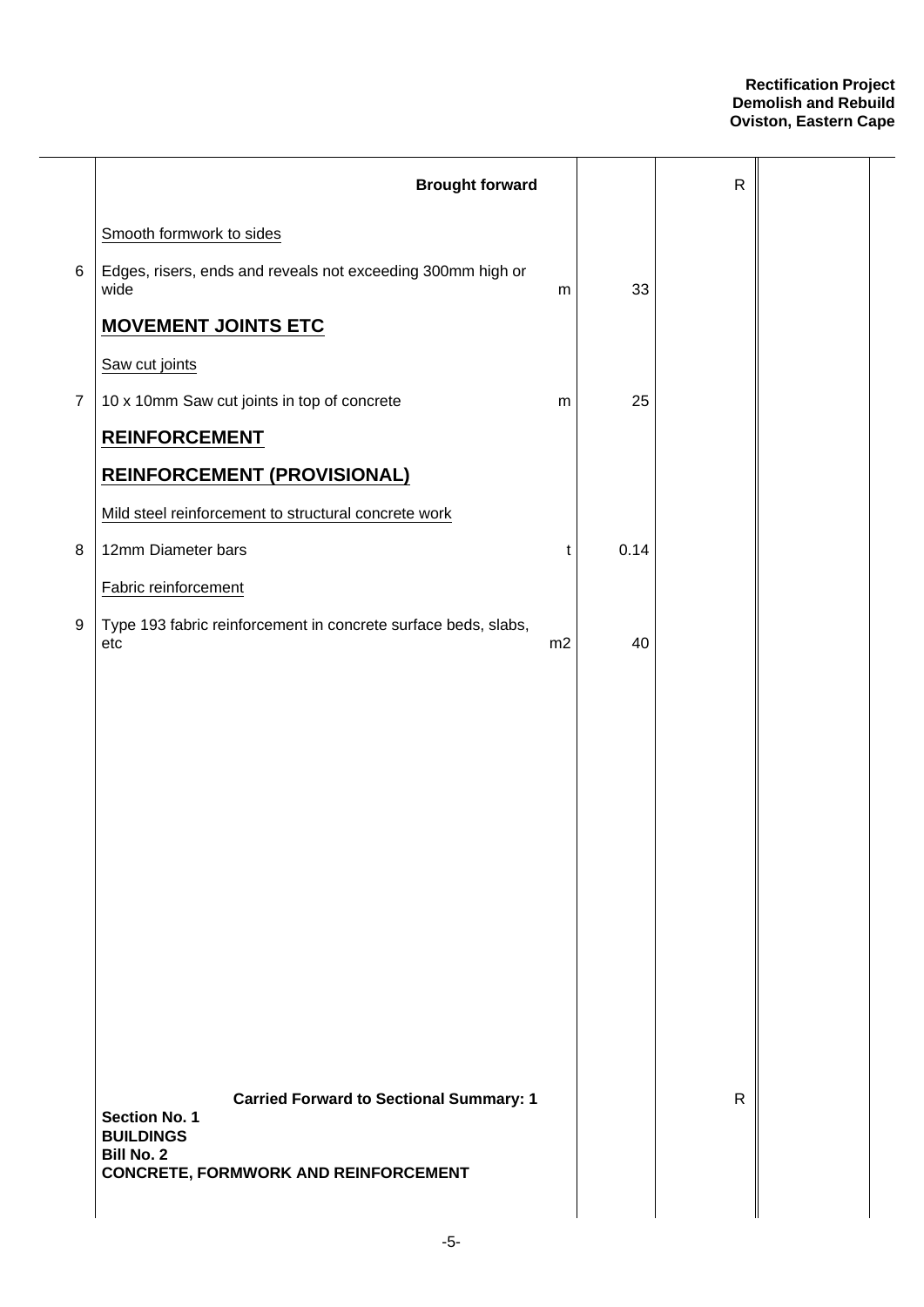| | Description | Unit | Qty | Rate | Amount |
|---|---|---|---|---|---|
| | **Brought forward** | | | R | |
| | Smooth formwork to sides | | | | |
| 6 | Edges, risers, ends and reveals not exceeding 300mm high or wide | m | 33 | | |
| | **MOVEMENT JOINTS ETC** | | | | |
| | Saw cut joints | | | | |
| 7 | 10 x 10mm Saw cut joints in top of concrete | m | 25 | | |
| | **REINFORCEMENT** | | | | |
| | **REINFORCEMENT (PROVISIONAL)** | | | | |
| | Mild steel reinforcement to structural concrete work | | | | |
| 8 | 12mm Diameter bars | t | 0.14 | | |
| | Fabric reinforcement | | | | |
| 9 | Type 193 fabric reinforcement in concrete surface beds, slabs, etc | m2 | 40 | | |
| | **Carried Forward to Sectional Summary: 1** | | | R | |

**Section No. 1**
**BUILDINGS**
**Bill No. 2**
**CONCRETE, FORMWORK AND REINFORCEMENT**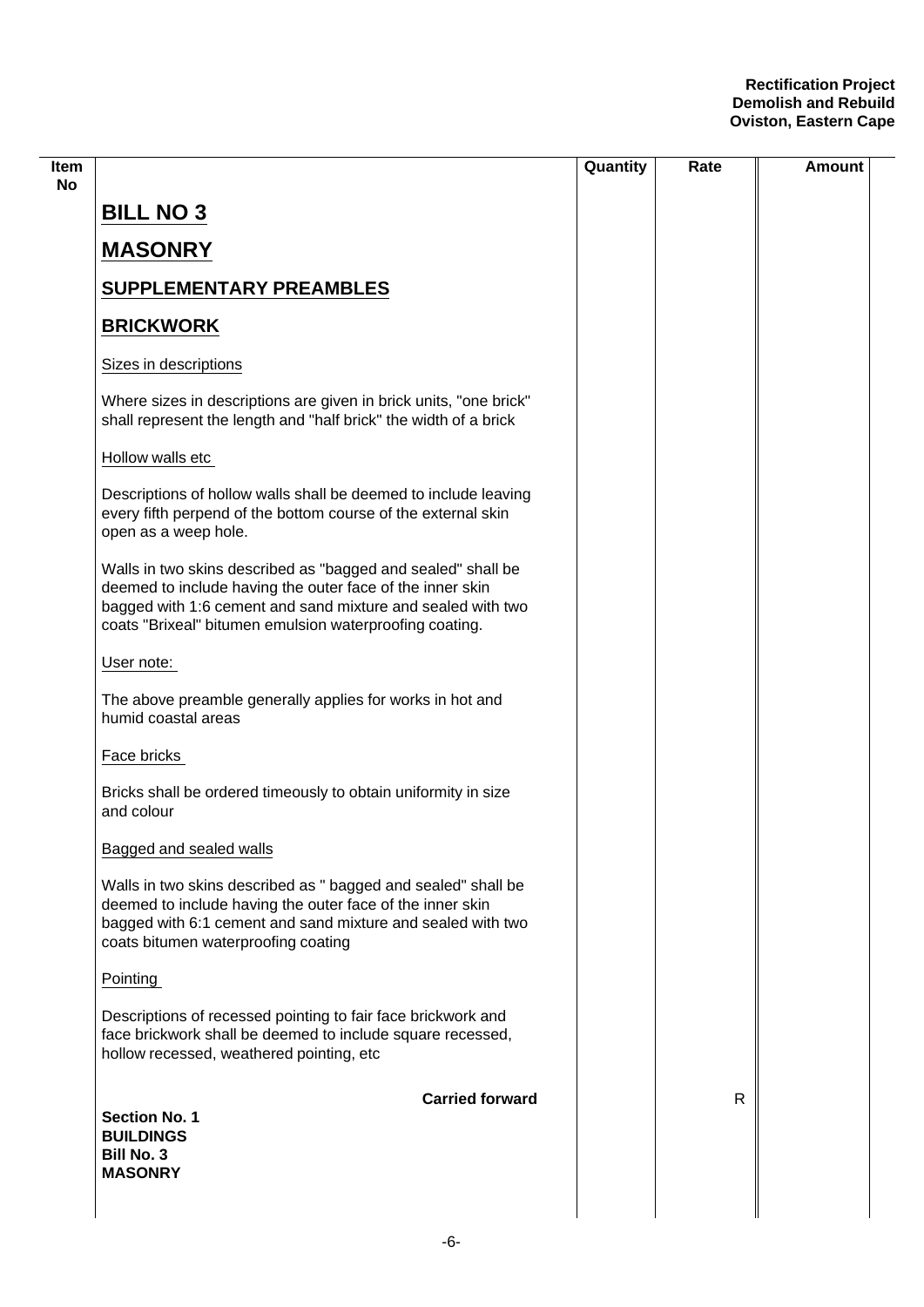| Item No | | Quantity | Rate | Amount |
|---|---|---|---|---|

## BILL NO 3

## MASONRY

### SUPPLEMENTARY PREAMBLES

### BRICKWORK

Sizes in descriptions

Where sizes in descriptions are given in brick units, "one brick" shall represent the length and "half brick" the width of a brick

Hollow walls etc

Descriptions of hollow walls shall be deemed to include leaving every fifth perpend of the bottom course of the external skin open as a weep hole.

Walls in two skins described as "bagged and sealed" shall be deemed to include having the outer face of the inner skin bagged with 1:6 cement and sand mixture and sealed with two coats "Brixeal" bitumen emulsion waterproofing coating.

User note:

The above preamble generally applies for works in hot and humid coastal areas

Face bricks

Bricks shall be ordered timeously to obtain uniformity in size and colour

Bagged and sealed walls

Walls in two skins described as " bagged and sealed" shall be deemed to include having the outer face of the inner skin bagged with 6:1 cement and sand mixture and sealed with two coats bitumen waterproofing coating

Pointing

Descriptions of recessed pointing to fair face brickwork and face brickwork shall be deemed to include square recessed, hollow recessed, weathered pointing, etc

| | Quantity | Rate | Amount |
|---|---|---|---|
| **Carried forward** | | R | |

**Section No. 1**
**BUILDINGS**
**Bill No. 3**
**MASONRY**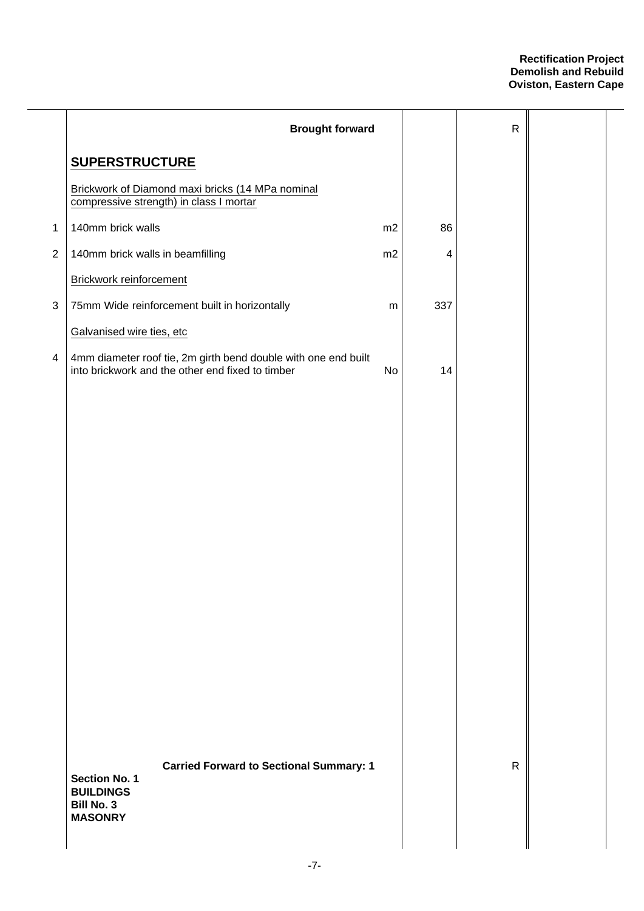| | | | | R | |
|---|---|---|---|---|---|
| | **Brought forward** | | | R | |
| | **SUPERSTRUCTURE** | | | | |
| | Brickwork of Diamond maxi bricks (14 MPa nominal compressive strength) in class I mortar | | | | |
| 1 | 140mm brick walls | m2 | 86 | | |
| 2 | 140mm brick walls in beamfilling | m2 | 4 | | |
| | Brickwork reinforcement | | | | |
| 3 | 75mm Wide reinforcement built in horizontally | m | 337 | | |
| | Galvanised wire ties, etc | | | | |
| 4 | 4mm diameter roof tie, 2m girth bend double with one end built into brickwork and the other end fixed to timber | No | 14 | | |
| | **Carried Forward to Sectional Summary: 1** | | | R | |

**Section No. 1**
**BUILDINGS**
**Bill No. 3**
**MASONRY**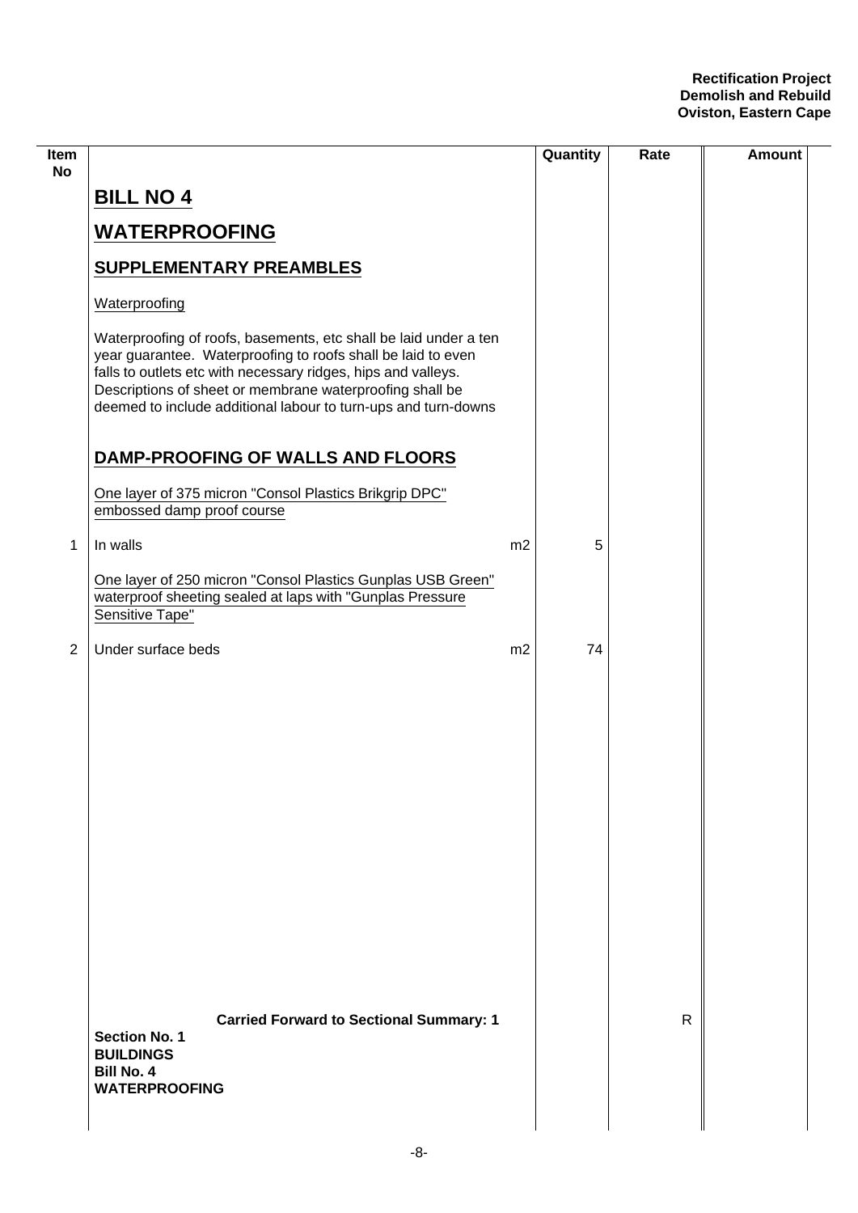| Item No | | Unit | Quantity | Rate | Amount |
|---|---|---|---|---|---|
| | **BILL NO 4** | | | | |
| | **WATERPROOFING** | | | | |
| | **SUPPLEMENTARY PREAMBLES** | | | | |
| | Waterproofing | | | | |
| | Waterproofing of roofs, basements, etc shall be laid under a ten year guarantee. Waterproofing to roofs shall be laid to even falls to outlets etc with necessary ridges, hips and valleys. Descriptions of sheet or membrane waterproofing shall be deemed to include additional labour to turn-ups and turn-downs | | | | |
| | **DAMP-PROOFING OF WALLS AND FLOORS** | | | | |
| | One layer of 375 micron "Consol Plastics Brikgrip DPC" embossed damp proof course | | | | |
| 1 | In walls | m2 | 5 | | |
| | One layer of 250 micron "Consol Plastics Gunplas USB Green" waterproof sheeting sealed at laps with "Gunplas Pressure Sensitive Tape" | | | | |
| 2 | Under surface beds | m2 | 74 | | |
| | **Carried Forward to Sectional Summary: 1** | | | R | |

**Section No. 1**
**BUILDINGS**
**Bill No. 4**
**WATERPROOFING**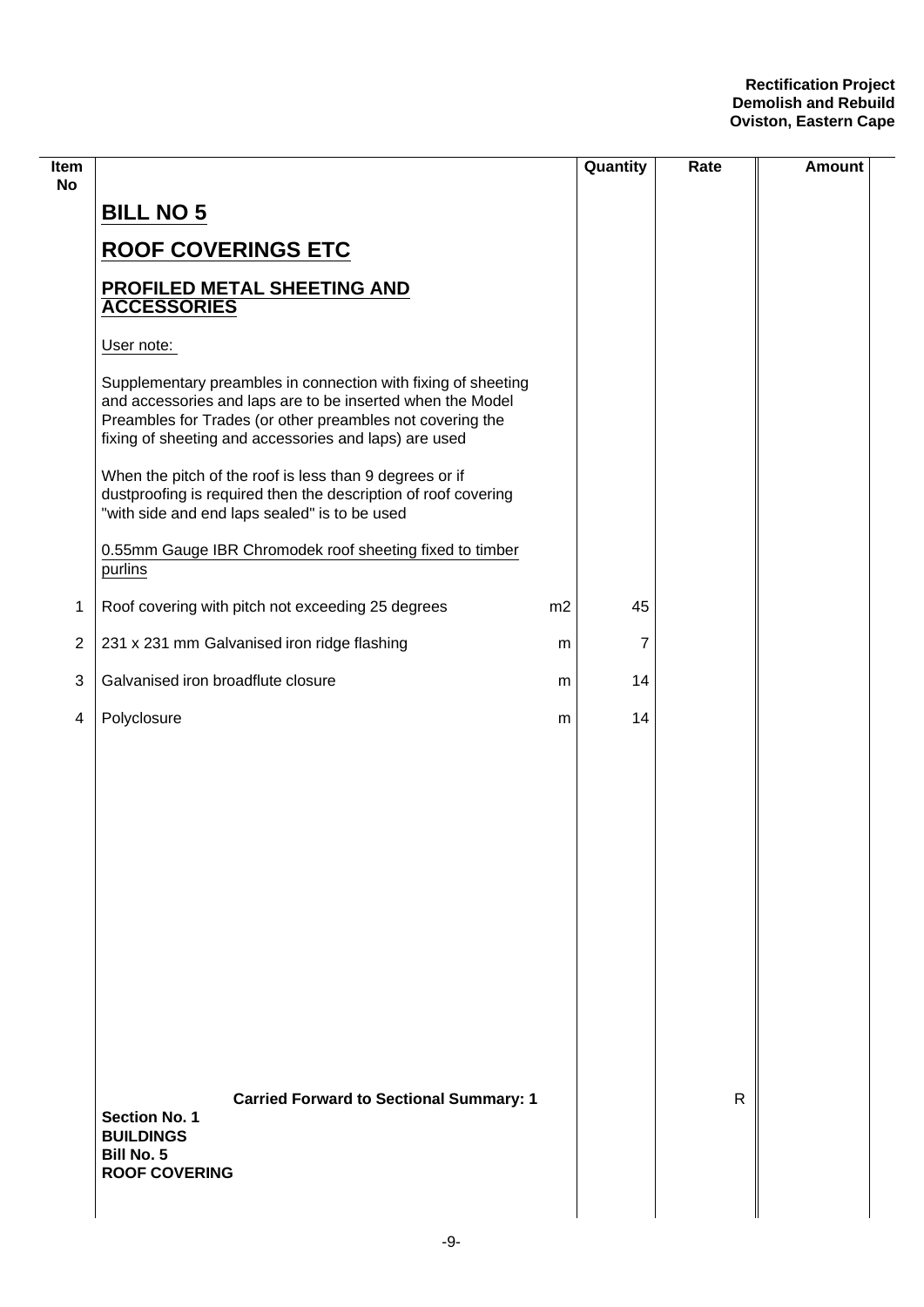| Item No | | | Quantity | Rate | Amount |
|---|---|---|---|---|---|
| | **BILL NO 5** | | | | |
| | **ROOF COVERINGS ETC** | | | | |
| | **PROFILED METAL SHEETING AND ACCESSORIES** | | | | |
| | User note: | | | | |
| | Supplementary preambles in connection with fixing of sheeting and accessories and laps are to be inserted when the Model Preambles for Trades (or other preambles not covering the fixing of sheeting and accessories and laps) are used | | | | |
| | When the pitch of the roof is less than 9 degrees or if dustproofing is required then the description of roof covering "with side and end laps sealed" is to be used | | | | |
| | 0.55mm Gauge IBR Chromodek roof sheeting fixed to timber purlins | | | | |
| 1 | Roof covering with pitch not exceeding 25 degrees | m2 | 45 | | |
| 2 | 231 x 231 mm Galvanised iron ridge flashing | m | 7 | | |
| 3 | Galvanised iron broadflute closure | m | 14 | | |
| 4 | Polyclosure | m | 14 | | |
| | **Carried Forward to Sectional Summary: 1** | | | R | |
| | **Section No. 1**<br>**BUILDINGS**<br>**Bill No. 5**<br>**ROOF COVERING** | | | | |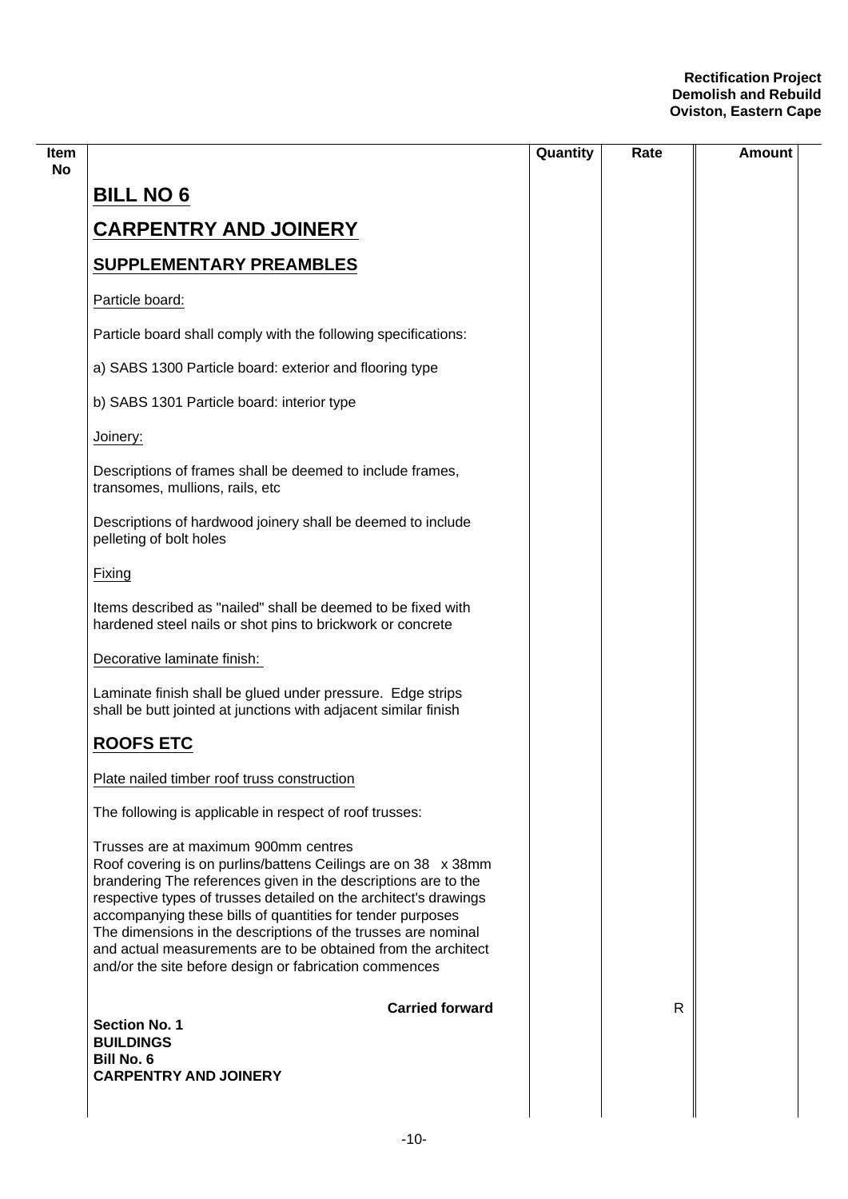| Item No | | Quantity | Rate | Amount |
|---|---|---|---|---|
| | **BILL NO 6** | | | |
| | **CARPENTRY AND JOINERY** | | | |
| | **SUPPLEMENTARY PREAMBLES** | | | |
| | Particle board: | | | |
| | Particle board shall comply with the following specifications: | | | |
| | a) SABS 1300 Particle board: exterior and flooring type | | | |
| | b) SABS 1301 Particle board: interior type | | | |
| | Joinery: | | | |
| | Descriptions of frames shall be deemed to include frames, transomes, mullions, rails, etc | | | |
| | Descriptions of hardwood joinery shall be deemed to include pelleting of bolt holes | | | |
| | Fixing | | | |
| | Items described as "nailed" shall be deemed to be fixed with hardened steel nails or shot pins to brickwork or concrete | | | |
| | Decorative laminate finish: | | | |
| | Laminate finish shall be glued under pressure. Edge strips shall be butt jointed at junctions with adjacent similar finish | | | |
| | **ROOFS ETC** | | | |
| | Plate nailed timber roof truss construction | | | |
| | The following is applicable in respect of roof trusses: | | | |
| | Trusses are at maximum 900mm centres Roof covering is on purlins/battens Ceilings are on 38 x 38mm brandering The references given in the descriptions are to the respective types of trusses detailed on the architect's drawings accompanying these bills of quantities for tender purposes The dimensions in the descriptions of the trusses are nominal and actual measurements are to be obtained from the architect and/or the site before design or fabrication commences | | | |
| | **Carried forward** | | R | |

**Section No. 1**
**BUILDINGS**
**Bill No. 6**
**CARPENTRY AND JOINERY**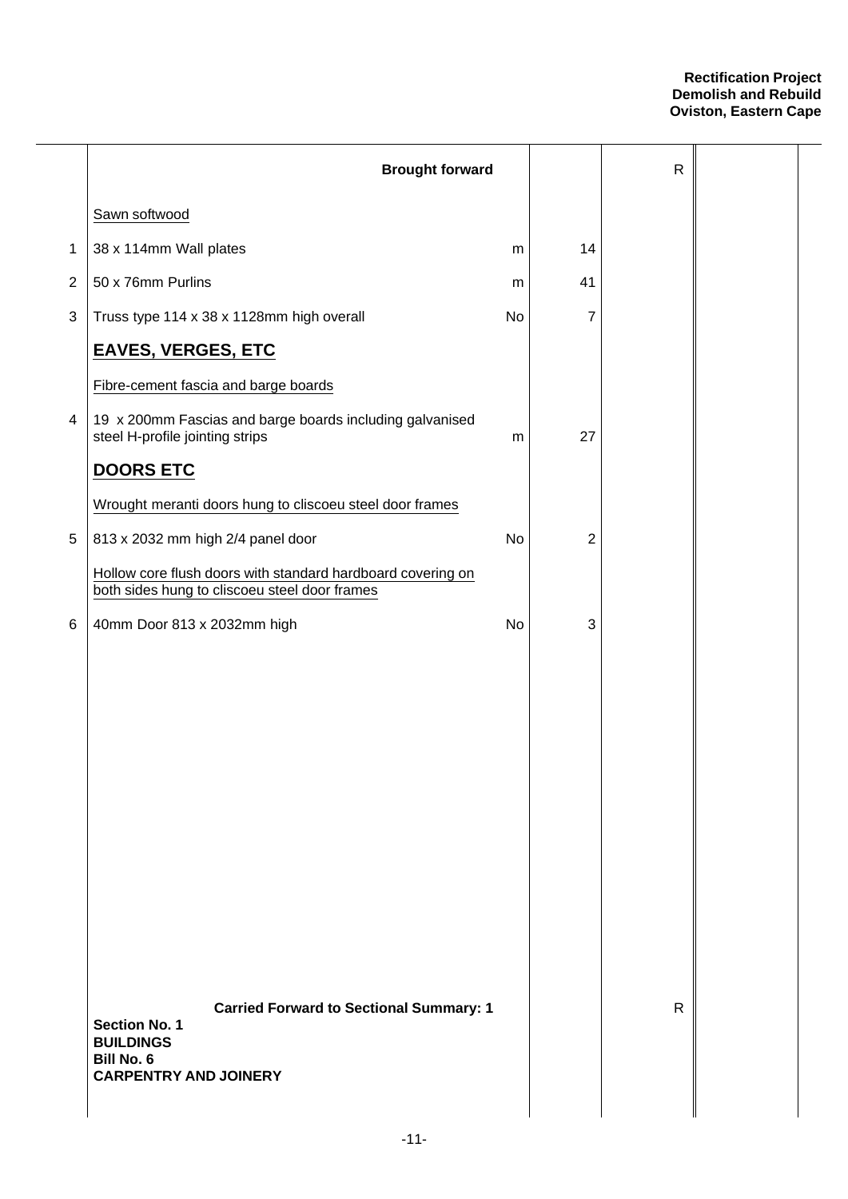| | Description | Unit | Qty | Rate | Amount |
|---|---|---|---|---|---|
| | **Brought forward** | | | R | |
| | Sawn softwood | | | | |
| 1 | 38 x 114mm Wall plates | m | 14 | | |
| 2 | 50 x 76mm Purlins | m | 41 | | |
| 3 | Truss type 114 x 38 x 1128mm high overall | No | 7 | | |
| | **EAVES, VERGES, ETC** | | | | |
| | Fibre-cement fascia and barge boards | | | | |
| 4 | 19 x 200mm Fascias and barge boards including galvanised steel H-profile jointing strips | m | 27 | | |
| | **DOORS ETC** | | | | |
| | Wrought meranti doors hung to cliscoeu steel door frames | | | | |
| 5 | 813 x 2032 mm high 2/4 panel door | No | 2 | | |
| | Hollow core flush doors with standard hardboard covering on both sides hung to cliscoeu steel door frames | | | | |
| 6 | 40mm Door 813 x 2032mm high | No | 3 | | |
| | **Carried Forward to Sectional Summary: 1** | | | R | |

**Section No. 1**
**BUILDINGS**
**Bill No. 6**
**CARPENTRY AND JOINERY**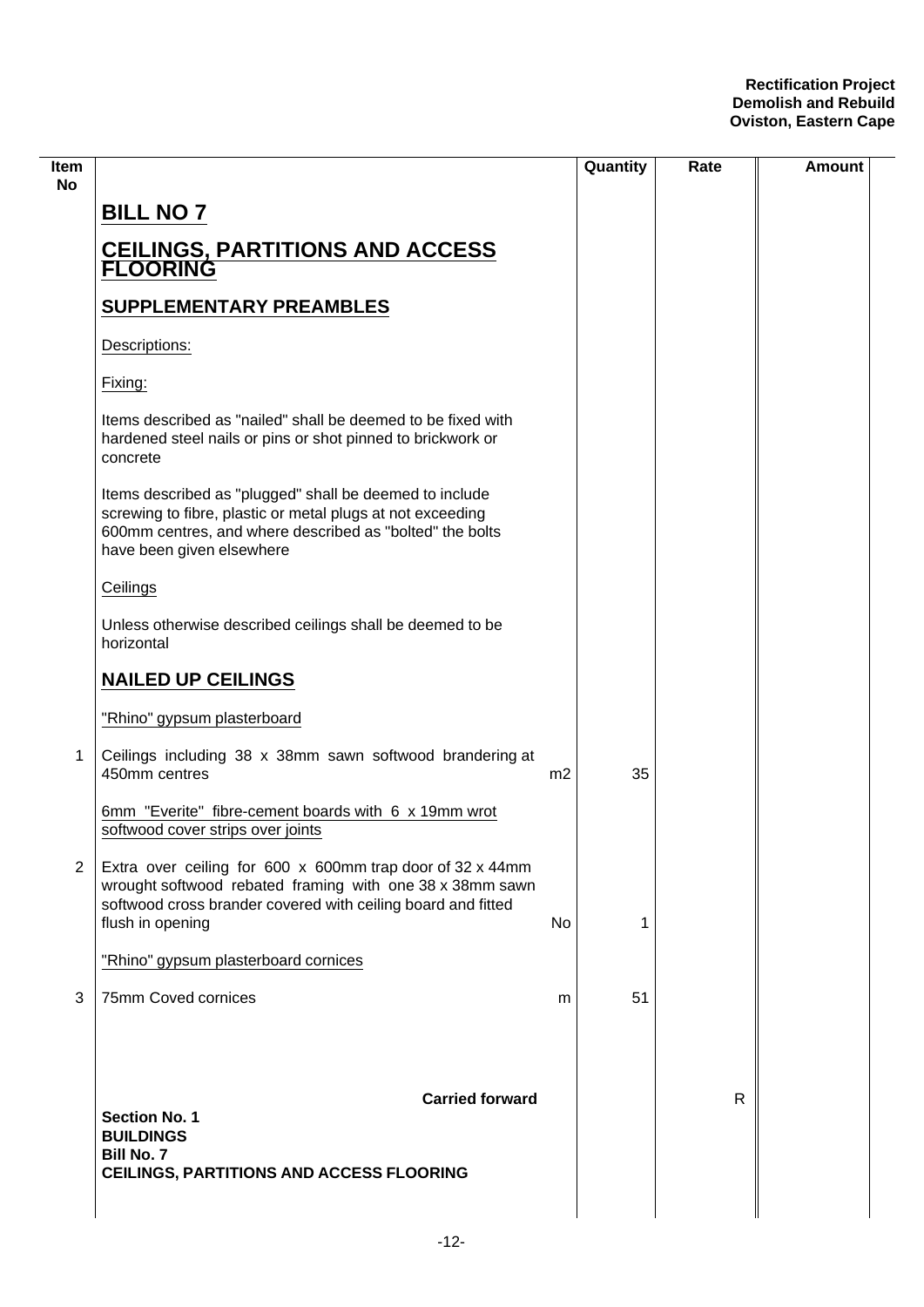| Item No | | | Quantity | Rate | Amount |
|---|---|---|---|---|---|
| | **BILL NO 7** | | | | |
| | **CEILINGS, PARTITIONS AND ACCESS FLOORING** | | | | |
| | **SUPPLEMENTARY PREAMBLES** | | | | |
| | Descriptions: | | | | |
| | Fixing: | | | | |
| | Items described as "nailed" shall be deemed to be fixed with hardened steel nails or pins or shot pinned to brickwork or concrete | | | | |
| | Items described as "plugged" shall be deemed to include screwing to fibre, plastic or metal plugs at not exceeding 600mm centres, and where described as "bolted" the bolts have been given elsewhere | | | | |
| | Ceilings | | | | |
| | Unless otherwise described ceilings shall be deemed to be horizontal | | | | |
| | **NAILED UP CEILINGS** | | | | |
| | "Rhino" gypsum plasterboard | | | | |
| 1 | Ceilings including 38 x 38mm sawn softwood brandering at 450mm centres | m2 | 35 | | |
| | 6mm "Everite" fibre-cement boards with 6 x 19mm wrot softwood cover strips over joints | | | | |
| 2 | Extra over ceiling for 600 x 600mm trap door of 32 x 44mm wrought softwood rebated framing with one 38 x 38mm sawn softwood cross brander covered with ceiling board and fitted flush in opening | No | 1 | | |
| | "Rhino" gypsum plasterboard cornices | | | | |
| 3 | 75mm Coved cornices | m | 51 | | |
| | **Carried forward** | | | R | |
| | **Section No. 1**<br>**BUILDINGS**<br>**Bill No. 7**<br>**CEILINGS, PARTITIONS AND ACCESS FLOORING** | | | | |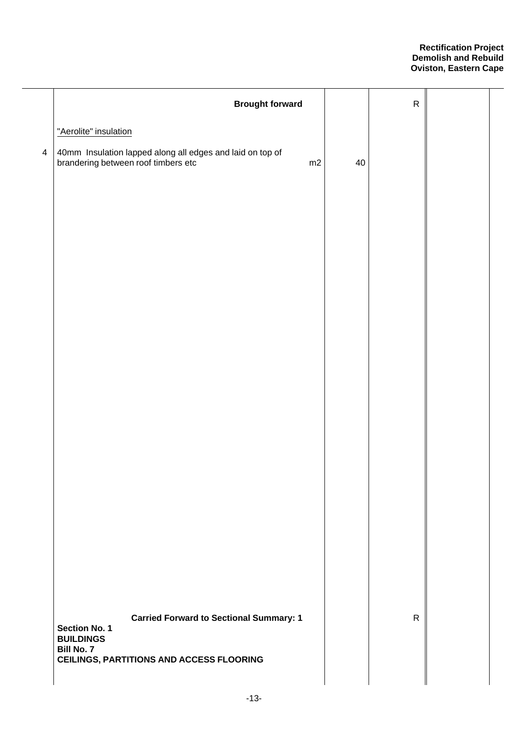| Item | Description | Unit | Qty | Rate | Amount |
|---|---|---|---|---|---|
| | **Brought forward** | | | R | |
| | "Aerolite" insulation | | | | |
| 4 | 40mm Insulation lapped along all edges and laid on top of brandering between roof timbers etc | m2 | 40 | | |
| | **Carried Forward to Sectional Summary: 1** | | | R | |

**Section No. 1**
**BUILDINGS**
**Bill No. 7**
**CEILINGS, PARTITIONS AND ACCESS FLOORING**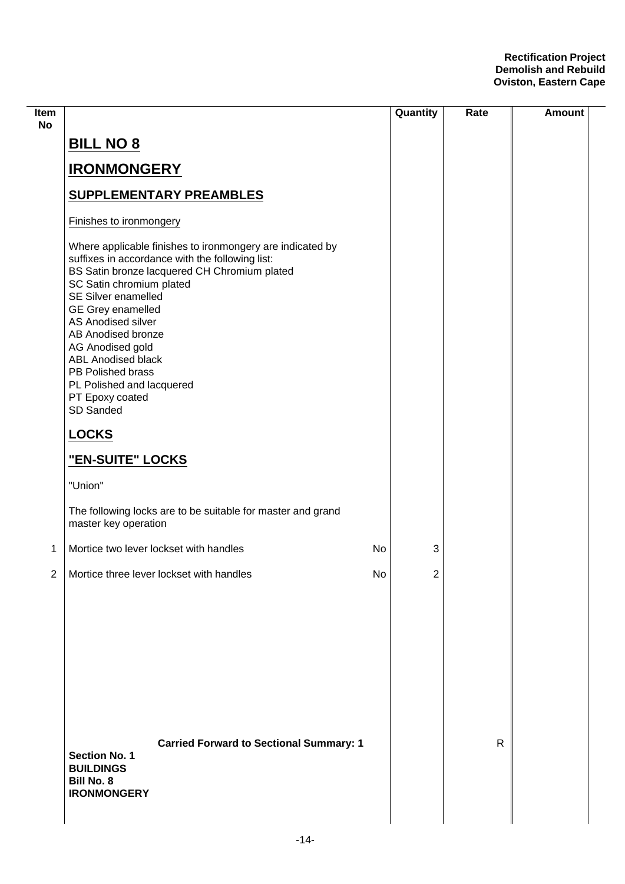| Item No | | | Quantity | Rate | Amount |
|---|---|---|---|---|---|
| | **BILL NO 8** | | | | |
| | **IRONMONGERY** | | | | |
| | **SUPPLEMENTARY PREAMBLES** | | | | |
| | Finishes to ironmongery | | | | |
| | Where applicable finishes to ironmongery are indicated by suffixes in accordance with the following list:<br>BS Satin bronze lacquered CH Chromium plated<br>SC Satin chromium plated<br>SE Silver enamelled<br>GE Grey enamelled<br>AS Anodised silver<br>AB Anodised bronze<br>AG Anodised gold<br>ABL Anodised black<br>PB Polished brass<br>PL Polished and lacquered<br>PT Epoxy coated<br>SD Sanded | | | | |
| | **LOCKS** | | | | |
| | **"EN-SUITE" LOCKS** | | | | |
| | "Union" | | | | |
| | The following locks are to be suitable for master and grand master key operation | | | | |
| 1 | Mortice two lever lockset with handles | No | 3 | | |
| 2 | Mortice three lever lockset with handles | No | 2 | | |
| | **Carried Forward to Sectional Summary: 1** | | | R | |
| | **Section No. 1**<br>**BUILDINGS**<br>**Bill No. 8**<br>**IRONMONGERY** | | | | |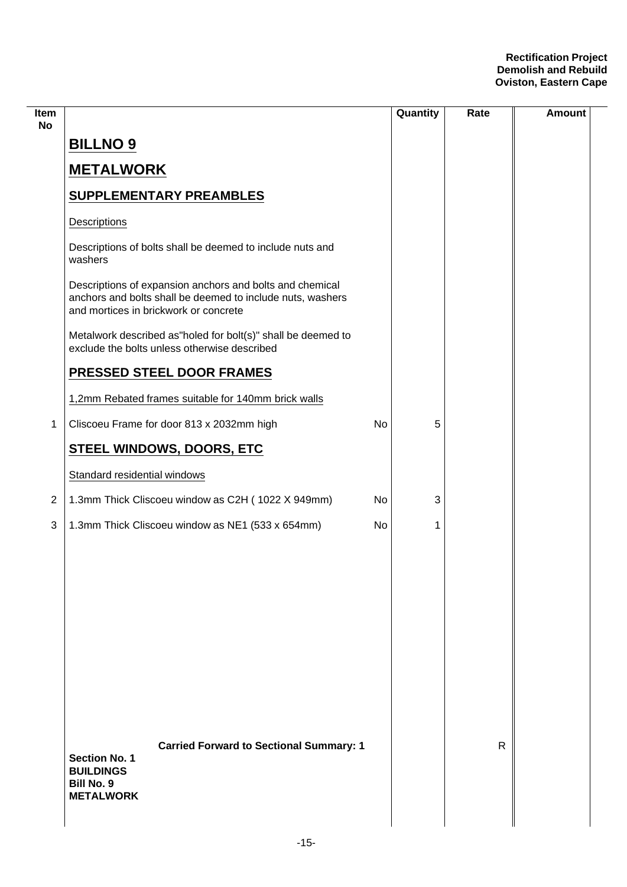| Item No | | | Quantity | Rate | Amount |
|---|---|---|---|---|---|
| | **BILLNO 9** | | | | |
| | **METALWORK** | | | | |
| | **SUPPLEMENTARY PREAMBLES** | | | | |
| | Descriptions | | | | |
| | Descriptions of bolts shall be deemed to include nuts and washers | | | | |
| | Descriptions of expansion anchors and bolts and chemical anchors and bolts shall be deemed to include nuts, washers and mortices in brickwork or concrete | | | | |
| | Metalwork described as"holed for bolt(s)" shall be deemed to exclude the bolts unless otherwise described | | | | |
| | **PRESSED STEEL DOOR FRAMES** | | | | |
| | 1,2mm Rebated frames suitable for 140mm brick walls | | | | |
| 1 | Cliscoeu Frame for door 813 x 2032mm high | No | 5 | | |
| | **STEEL WINDOWS, DOORS, ETC** | | | | |
| | Standard residential windows | | | | |
| 2 | 1.3mm Thick Cliscoeu window as C2H ( 1022 X 949mm) | No | 3 | | |
| 3 | 1.3mm Thick Cliscoeu window as NE1 (533 x 654mm) | No | 1 | | |
| | **Carried Forward to Sectional Summary: 1** | | | R | |

**Section No. 1**
**BUILDINGS**
**Bill No. 9**
**METALWORK**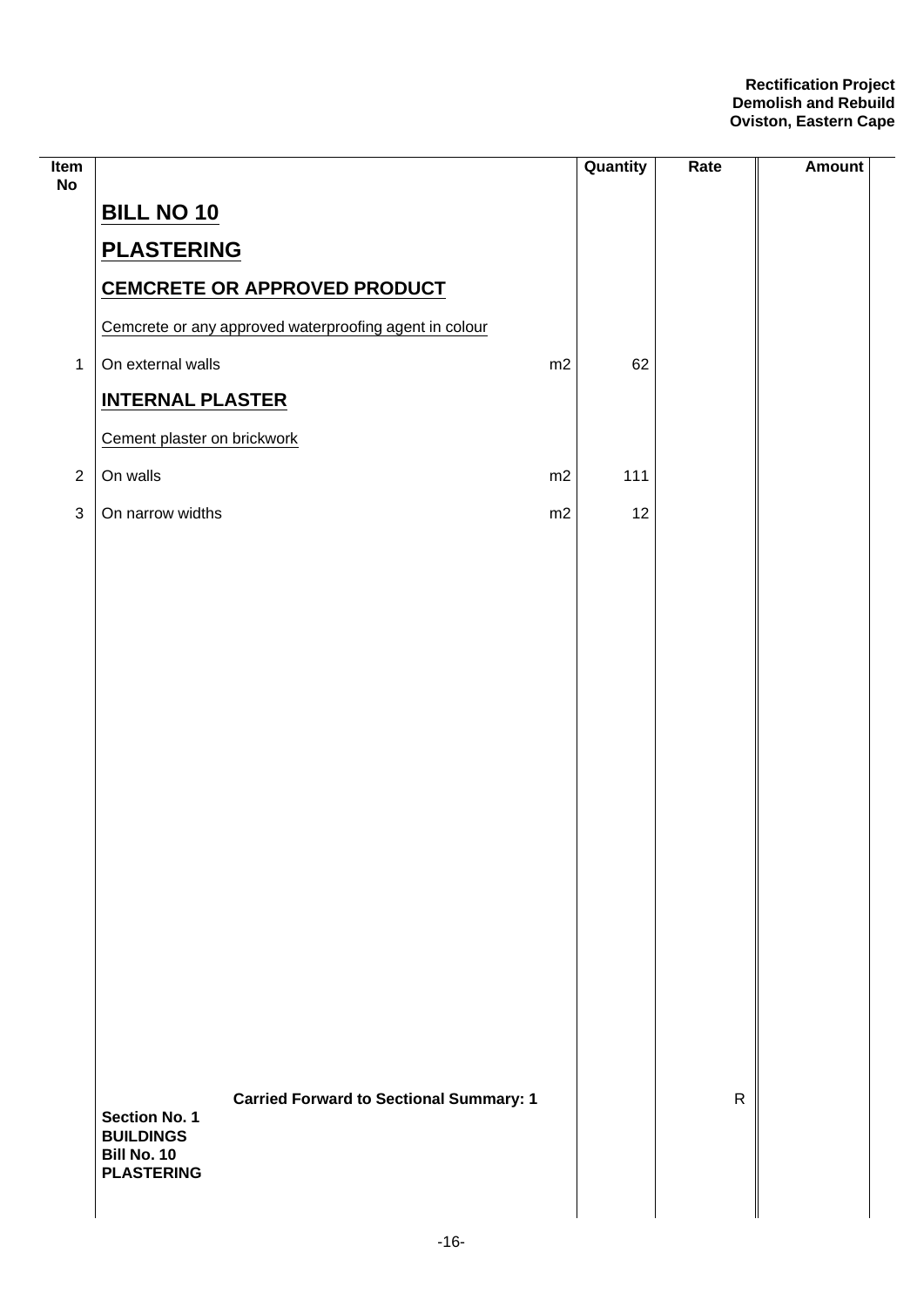| Item No | | | Quantity | Rate | Amount |
|---|---|---|---|---|---|
| | **BILL NO 10** | | | | |
| | **PLASTERING** | | | | |
| | **CEMCRETE OR APPROVED PRODUCT** | | | | |
| | Cemcrete or any approved waterproofing agent in colour | | | | |
| 1 | On external walls | m2 | 62 | | |
| | **INTERNAL PLASTER** | | | | |
| | Cement plaster on brickwork | | | | |
| 2 | On walls | m2 | 111 | | |
| 3 | On narrow widths | m2 | 12 | | |
| | **Carried Forward to Sectional Summary: 1** | | | R | |
| | **Section No. 1**<br>**BUILDINGS**<br>**Bill No. 10**<br>**PLASTERING** | | | | |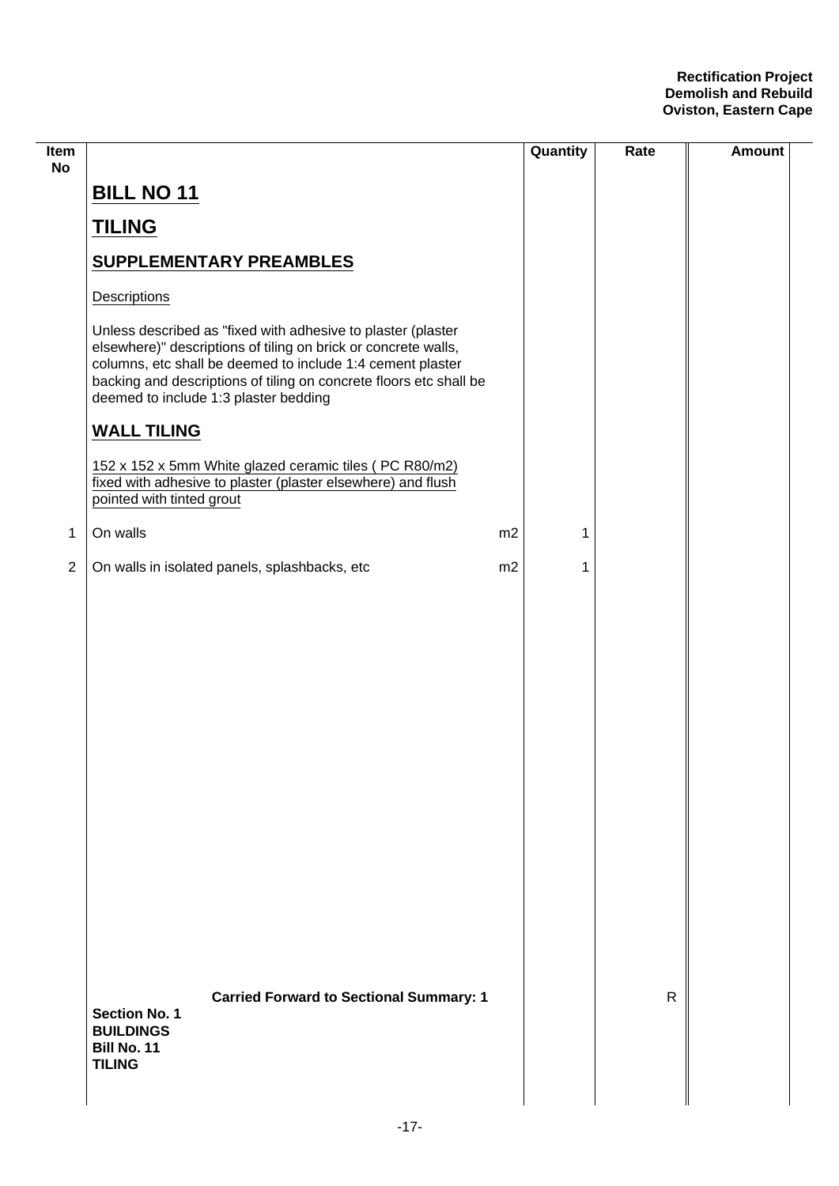| Item No | | | Quantity | Rate | Amount |
|---|---|---|---|---|---|
| | **BILL NO 11** | | | | |
| | **TILING** | | | | |
| | **SUPPLEMENTARY PREAMBLES** | | | | |
| | Descriptions | | | | |
| | Unless described as "fixed with adhesive to plaster (plaster elsewhere)" descriptions of tiling on brick or concrete walls, columns, etc shall be deemed to include 1:4 cement plaster backing and descriptions of tiling on concrete floors etc shall be deemed to include 1:3 plaster bedding | | | | |
| | **WALL TILING** | | | | |
| | 152 x 152 x 5mm White glazed ceramic tiles ( PC R80/m2) fixed with adhesive to plaster (plaster elsewhere) and flush pointed with tinted grout | | | | |
| 1 | On walls | m2 | 1 | | |
| 2 | On walls in isolated panels, splashbacks, etc | m2 | 1 | | |
| | **Carried Forward to Sectional Summary: 1** | | | R | |

**Section No. 1**
**BUILDINGS**
**Bill No. 11**
**TILING**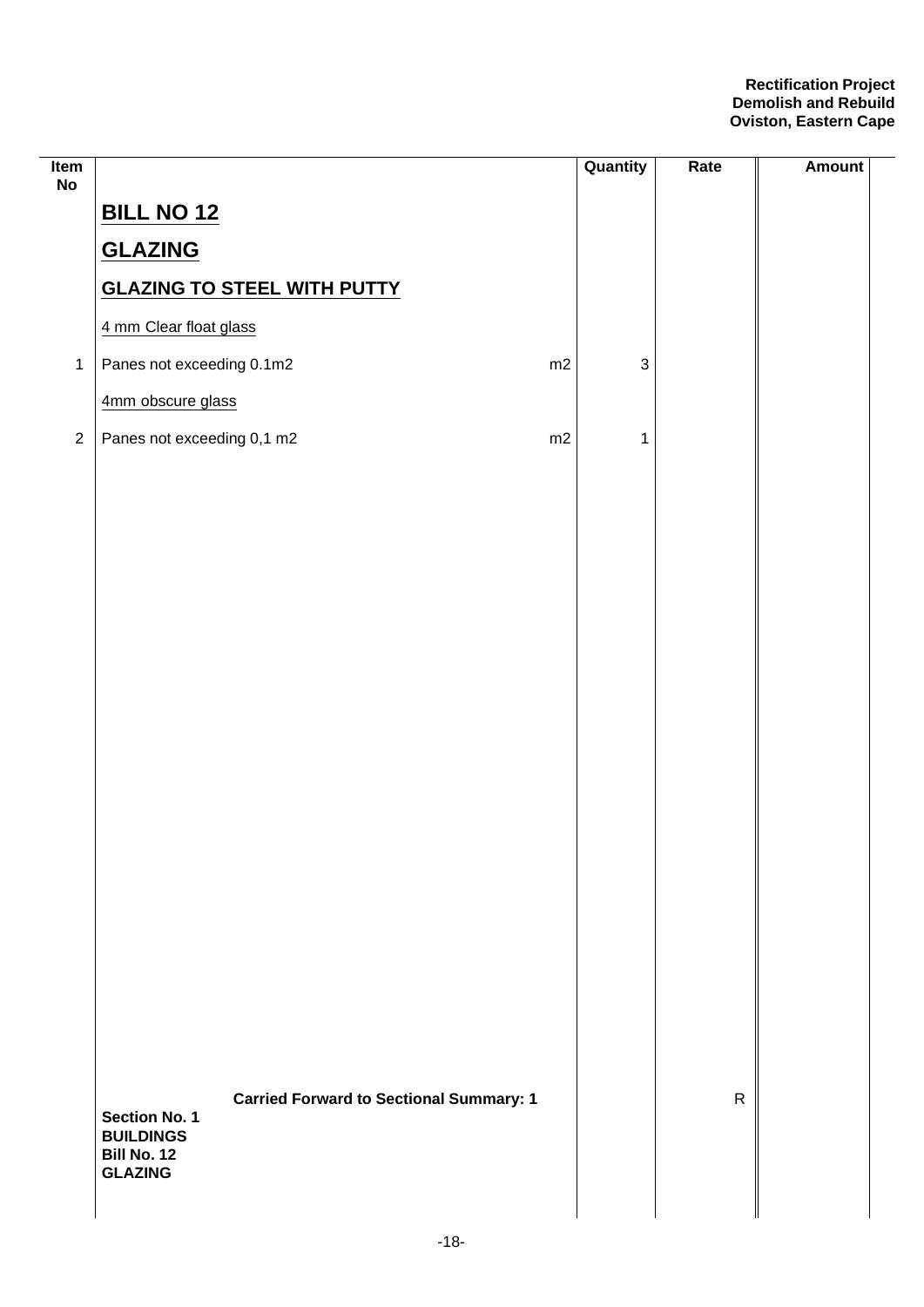| Item No | | | Quantity | Rate | Amount |
|---|---|---|---|---|---|
| | **BILL NO 12** | | | | |
| | **GLAZING** | | | | |
| | **GLAZING TO STEEL WITH PUTTY** | | | | |
| | 4 mm Clear float glass | | | | |
| 1 | Panes not exceeding 0.1m2 | m2 | 3 | | |
| | 4mm obscure glass | | | | |
| 2 | Panes not exceeding 0,1 m2 | m2 | 1 | | |
| | **Carried Forward to Sectional Summary: 1** | | | R | |

**Section No. 1**
**BUILDINGS**
**Bill No. 12**
**GLAZING**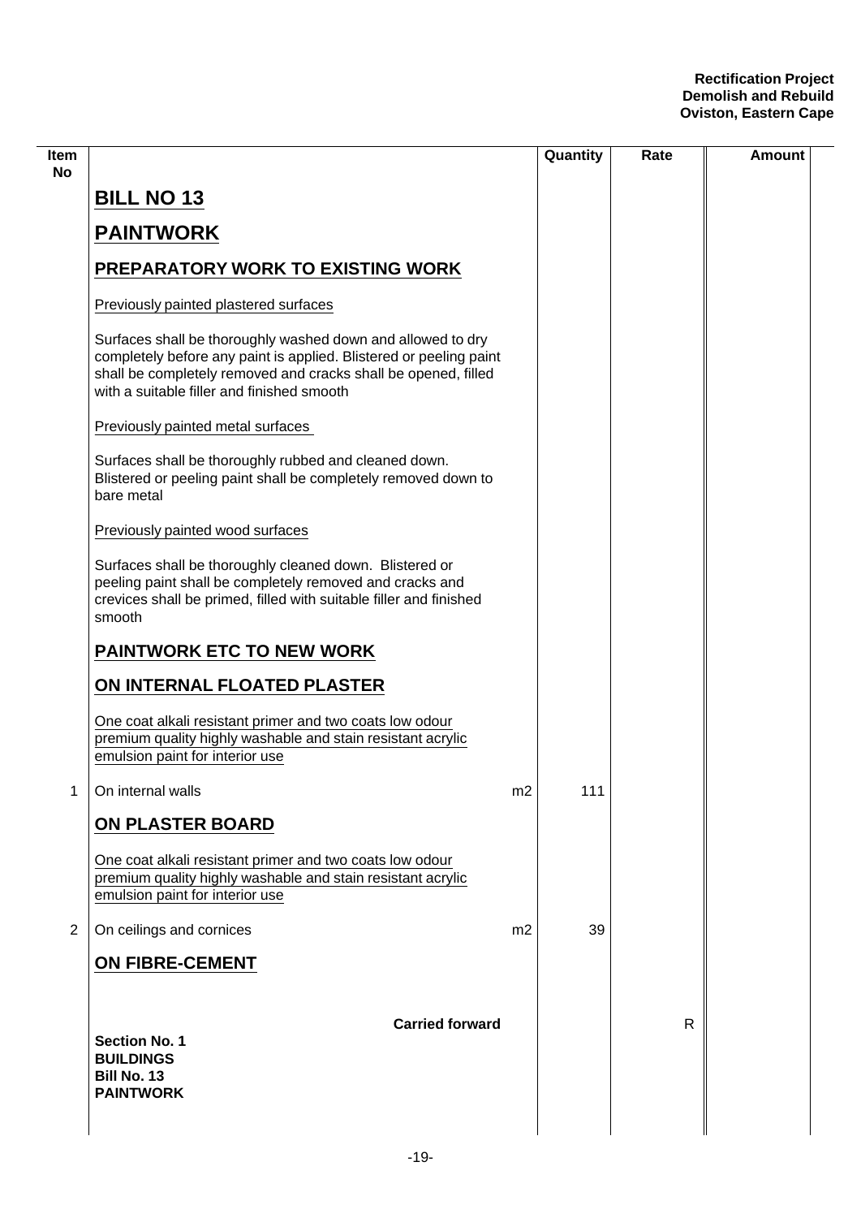| Item No | | | Quantity | Rate | Amount |
|---|---|---|---|---|---|
| | **BILL NO 13** | | | | |
| | **PAINTWORK** | | | | |
| | **PREPARATORY WORK TO EXISTING WORK** | | | | |
| | Previously painted plastered surfaces | | | | |
| | Surfaces shall be thoroughly washed down and allowed to dry completely before any paint is applied. Blistered or peeling paint shall be completely removed and cracks shall be opened, filled with a suitable filler and finished smooth | | | | |
| | Previously painted metal surfaces | | | | |
| | Surfaces shall be thoroughly rubbed and cleaned down. Blistered or peeling paint shall be completely removed down to bare metal | | | | |
| | Previously painted wood surfaces | | | | |
| | Surfaces shall be thoroughly cleaned down. Blistered or peeling paint shall be completely removed and cracks and crevices shall be primed, filled with suitable filler and finished smooth | | | | |
| | **PAINTWORK ETC TO NEW WORK** | | | | |
| | **ON INTERNAL FLOATED PLASTER** | | | | |
| | One coat alkali resistant primer and two coats low odour premium quality highly washable and stain resistant acrylic emulsion paint for interior use | | | | |
| 1 | On internal walls | m2 | 111 | | |
| | **ON PLASTER BOARD** | | | | |
| | One coat alkali resistant primer and two coats low odour premium quality highly washable and stain resistant acrylic emulsion paint for interior use | | | | |
| 2 | On ceilings and cornices | m2 | 39 | | |
| | **ON FIBRE-CEMENT** | | | | |
| | **Carried forward** | | | R | |

**Section No. 1**
**BUILDINGS**
**Bill No. 13**
**PAINTWORK**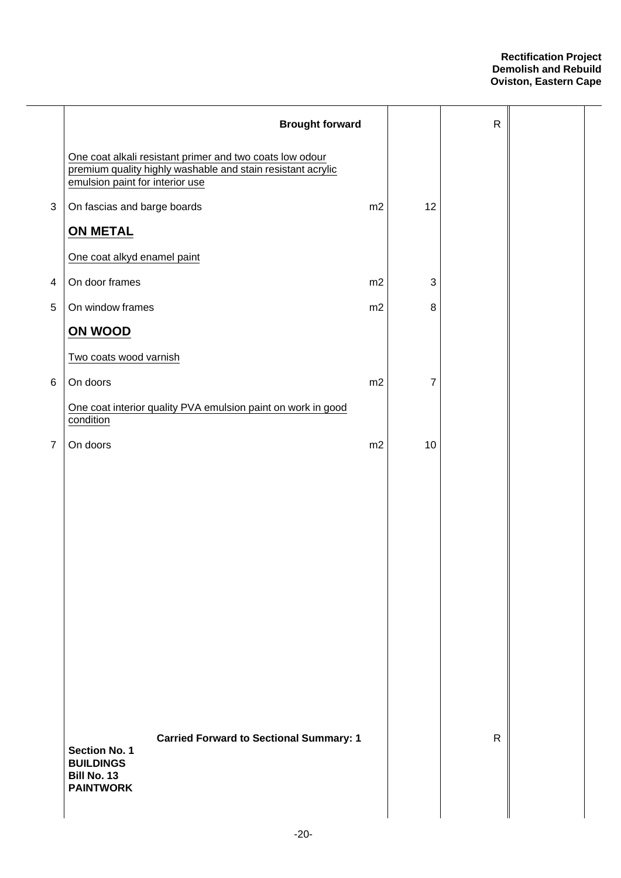**Rectification Project**
**Demolish and Rebuild**
**Oviston, Eastern Cape**

| | | | | R | |
|---|---|---|---|---|---|
| | **Brought forward** | | | | |
| | One coat alkali resistant primer and two coats low odour premium quality highly washable and stain resistant acrylic emulsion paint for interior use | | | | |
| 3 | On fascias and barge boards | m2 | 12 | | |
| | **ON METAL** | | | | |
| | One coat alkyd enamel paint | | | | |
| 4 | On door frames | m2 | 3 | | |
| 5 | On window frames | m2 | 8 | | |
| | **ON WOOD** | | | | |
| | Two coats wood varnish | | | | |
| 6 | On doors | m2 | 7 | | |
| | One coat interior quality PVA emulsion paint on work in good condition | | | | |
| 7 | On doors | m2 | 10 | | |
| | **Carried Forward to Sectional Summary: 1** | | | R | |

**Section No. 1**
**BUILDINGS**
**Bill No. 13**
**PAINTWORK**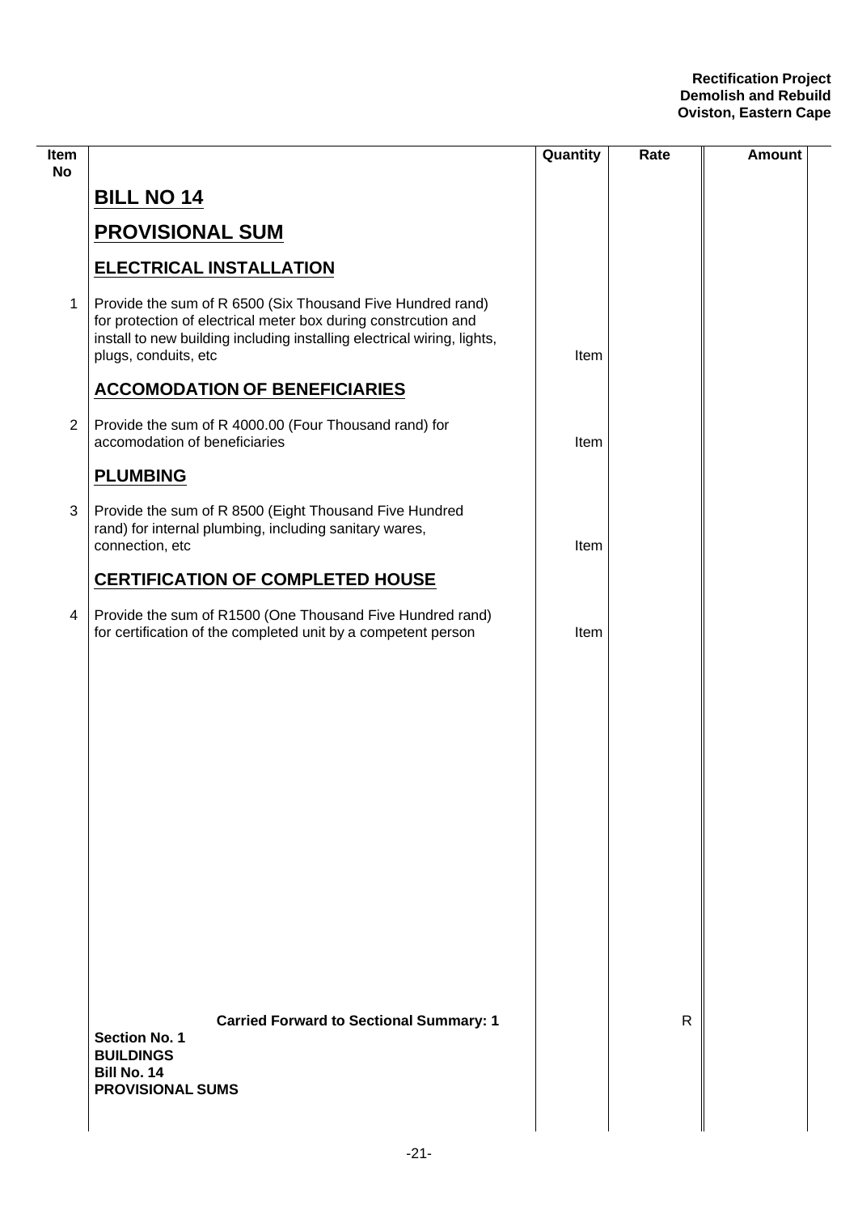| Item No | | Quantity | Rate | Amount |
|---|---|---|---|---|
| | **BILL NO 14** | | | |
| | **PROVISIONAL SUM** | | | |
| | **ELECTRICAL INSTALLATION** | | | |
| 1 | Provide the sum of R 6500 (Six Thousand Five Hundred rand) for protection of electrical meter box during constrcution and install to new building including installing electrical wiring, lights, plugs, conduits, etc | Item | | |
| | **ACCOMODATION OF BENEFICIARIES** | | | |
| 2 | Provide the sum of R 4000.00 (Four Thousand rand) for accomodation of beneficiaries | Item | | |
| | **PLUMBING** | | | |
| 3 | Provide the sum of R 8500 (Eight Thousand Five Hundred rand) for internal plumbing, including sanitary wares, connection, etc | Item | | |
| | **CERTIFICATION OF COMPLETED HOUSE** | | | |
| 4 | Provide the sum of R1500 (One Thousand Five Hundred rand) for certification of the completed unit by a competent person | Item | | |
| | **Carried Forward to Sectional Summary: 1** | | R | |
| | **Section No. 1**<br>**BUILDINGS**<br>**Bill No. 14**<br>**PROVISIONAL SUMS** | | | |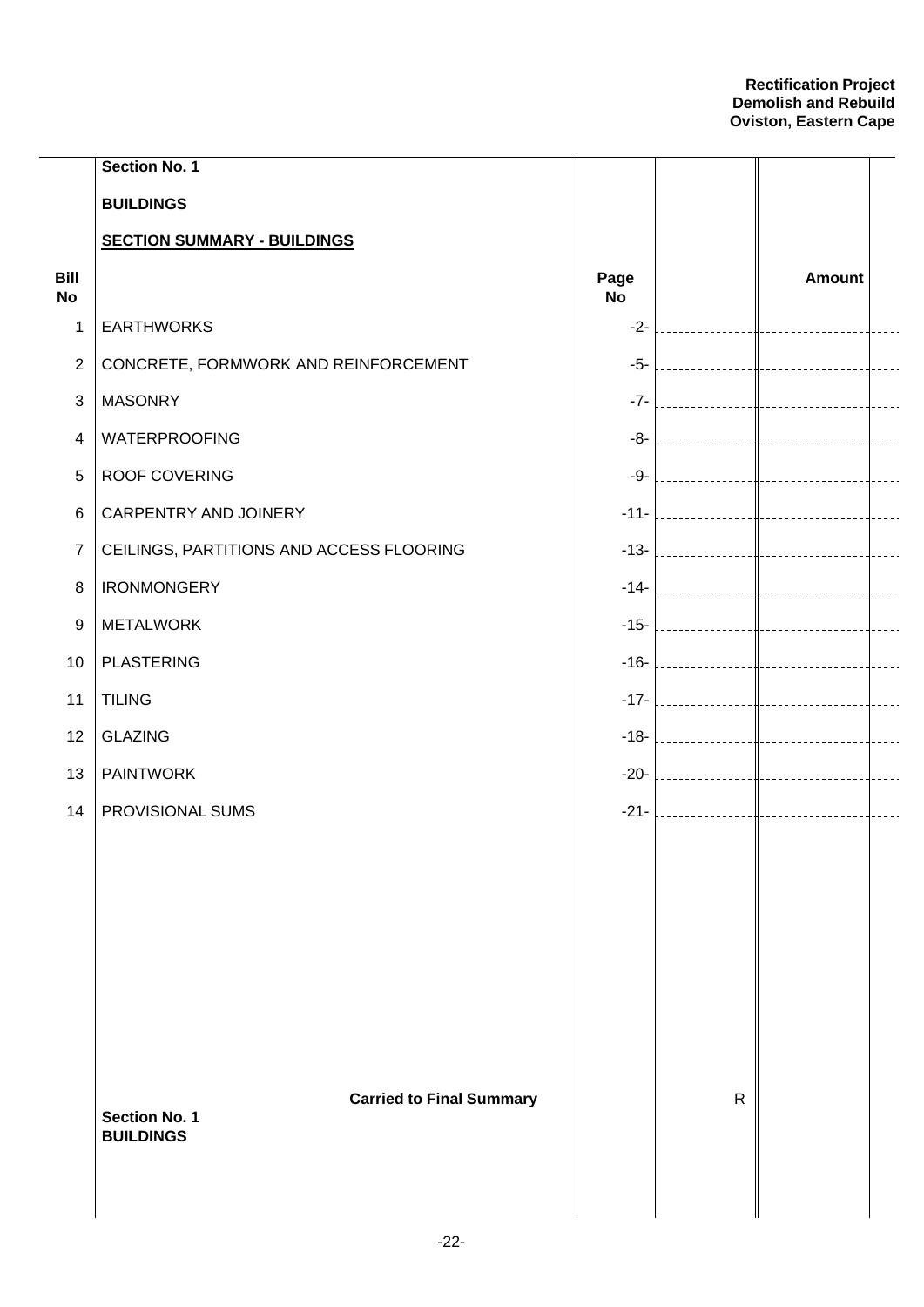**Section No. 1**

**BUILDINGS**

**SECTION SUMMARY - BUILDINGS**

| Bill No | | Page No | | Amount |
|---|---|---|---|---|
| 1 | EARTHWORKS | -2- | | |
| 2 | CONCRETE, FORMWORK AND REINFORCEMENT | -5- | | |
| 3 | MASONRY | -7- | | |
| 4 | WATERPROOFING | -8- | | |
| 5 | ROOF COVERING | -9- | | |
| 6 | CARPENTRY AND JOINERY | -11- | | |
| 7 | CEILINGS, PARTITIONS AND ACCESS FLOORING | -13- | | |
| 8 | IRONMONGERY | -14- | | |
| 9 | METALWORK | -15- | | |
| 10 | PLASTERING | -16- | | |
| 11 | TILING | -17- | | |
| 12 | GLAZING | -18- | | |
| 13 | PAINTWORK | -20- | | |
| 14 | PROVISIONAL SUMS | -21- | | |
| | **Carried to Final Summary** | | R | |
| | **Section No. 1 BUILDINGS** | | | |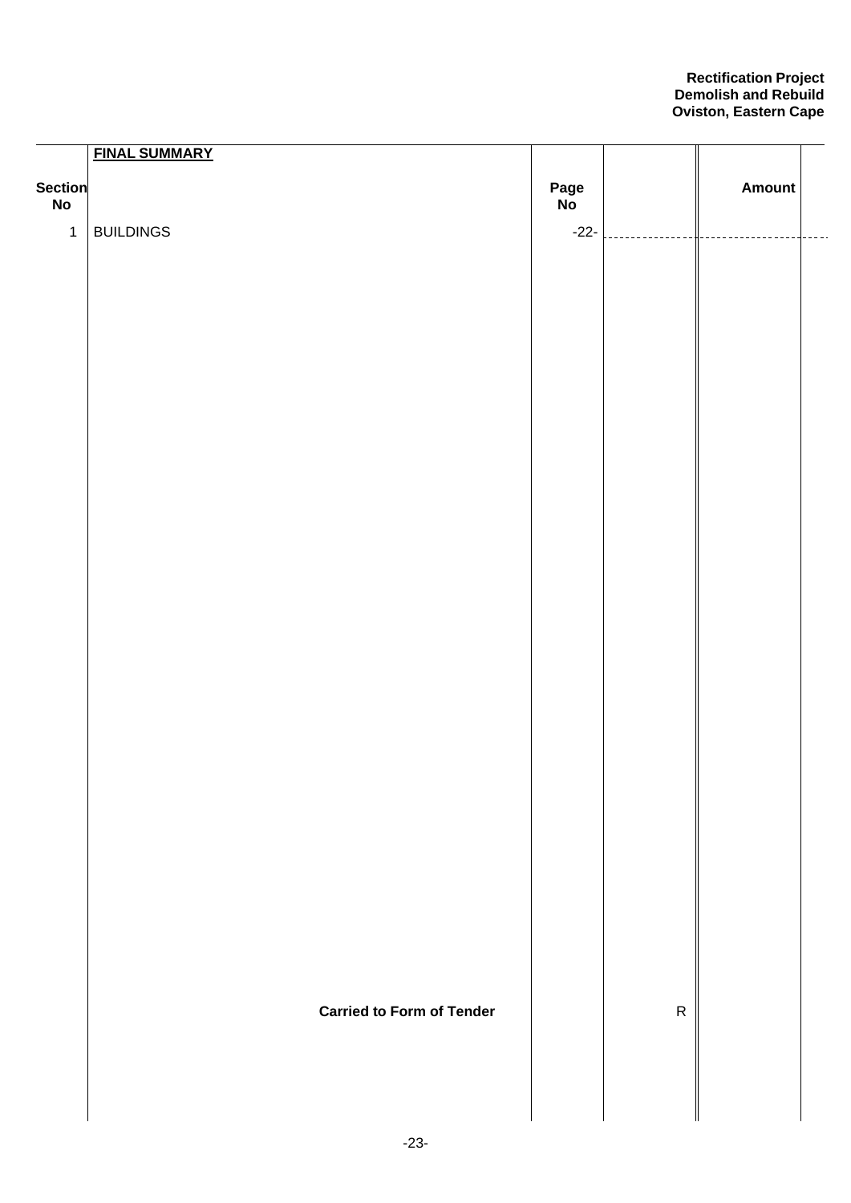| Section No | FINAL SUMMARY | Page No | | Amount |
|---|---|---|---|---|
| 1 | BUILDINGS | -22- | | |
| | **Carried to Form of Tender** | | R | |